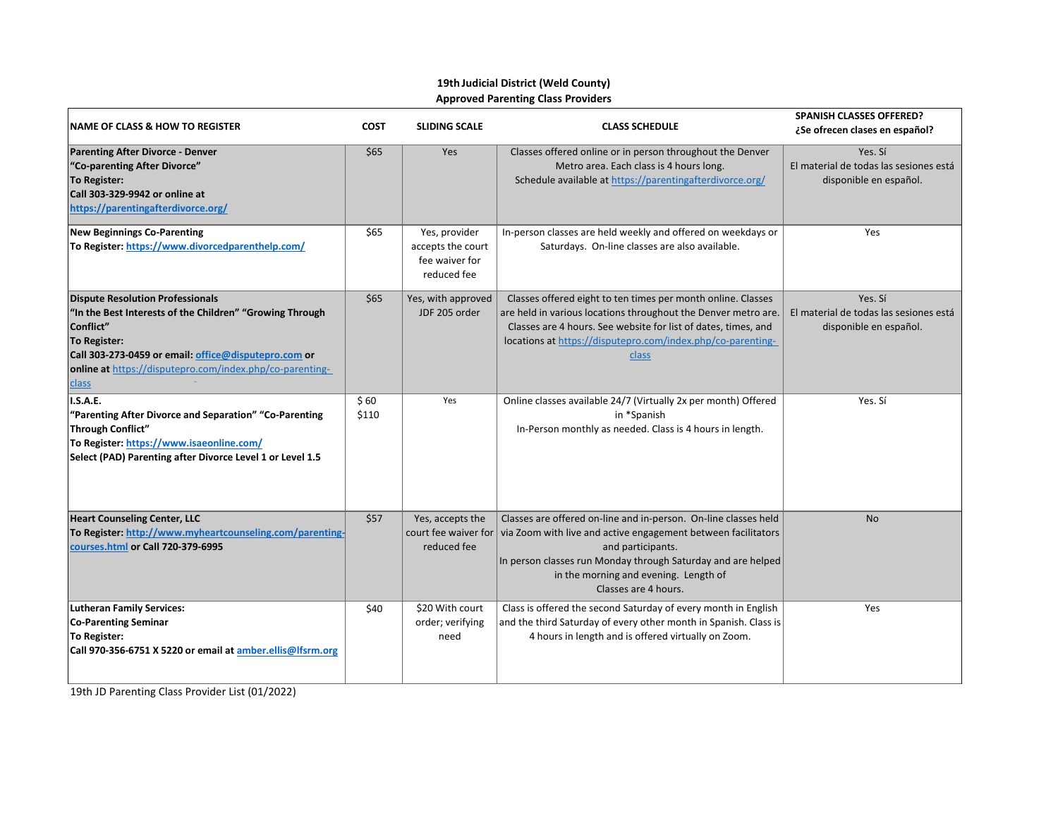**19th Judicial District (Weld County)**
**Approved Parenting Class Providers**

| NAME OF CLASS & HOW TO REGISTER | COST | SLIDING SCALE | CLASS SCHEDULE | SPANISH CLASSES OFFERED? ¿Se ofrecen clases en español? |
|---|---|---|---|---|
| **Parenting After Divorce - Denver**<br>**"Co-parenting After Divorce"**<br>**To Register:**<br>**Call 303-329-9942 or online at**<br>**https://parentingafterdivorce.org/** | $65 | Yes | Classes offered online or in person throughout the Denver Metro area. Each class is 4 hours long.<br>Schedule available at https://parentingafterdivorce.org/ | Yes. Sí<br>El material de todas las sesiones está disponible en español. |
| **New Beginnings Co-Parenting**<br>**To Register: https://www.divorcedparenthelp.com/** | $65 | Yes, provider accepts the court fee waiver for reduced fee | In-person classes are held weekly and offered on weekdays or Saturdays. On-line classes are also available. | Yes |
| **Dispute Resolution Professionals**<br>**"In the Best Interests of the Children" "Growing Through Conflict"**<br>**To Register:**<br>**Call 303-273-0459 or email: office@disputepro.com or online at** https://disputepro.com/index.php/co-parenting-class | $65 | Yes, with approved JDF 205 order | Classes offered eight to ten times per month online. Classes are held in various locations throughout the Denver metro are. Classes are 4 hours. See website for list of dates, times, and locations at https://disputepro.com/index.php/co-parenting-class | Yes. Sí<br>El material de todas las sesiones está disponible en español. |
| **I.S.A.E.**<br>**"Parenting After Divorce and Separation" "Co-Parenting Through Conflict"**<br>**To Register: https://www.isaeonline.com/**<br>**Select (PAD) Parenting after Divorce Level 1 or Level 1.5** | $ 60<br>$110 | Yes | Online classes available 24/7 (Virtually 2x per month) Offered in *Spanish<br>In-Person monthly as needed. Class is 4 hours in length. | Yes. Sí |
| **Heart Counseling Center, LLC**<br>**To Register: http://www.myheartcounseling.com/parenting-courses.html or Call 720-379-6995** | $57 | Yes, accepts the court fee waiver for reduced fee | Classes are offered on-line and in-person. On-line classes held via Zoom with live and active engagement between facilitators and participants.<br>In person classes run Monday through Saturday and are helped in the morning and evening. Length of Classes are 4 hours. | No |
| **Lutheran Family Services:**<br>**Co-Parenting Seminar**<br>**To Register:**<br>**Call 970-356-6751 X 5220 or email at amber.ellis@lfsrm.org** | $40 | $20 With court order; verifying need | Class is offered the second Saturday of every month in English and the third Saturday of every other month in Spanish. Class is 4 hours in length and is offered virtually on Zoom. | Yes |

19th JD Parenting Class Provider List (01/2022)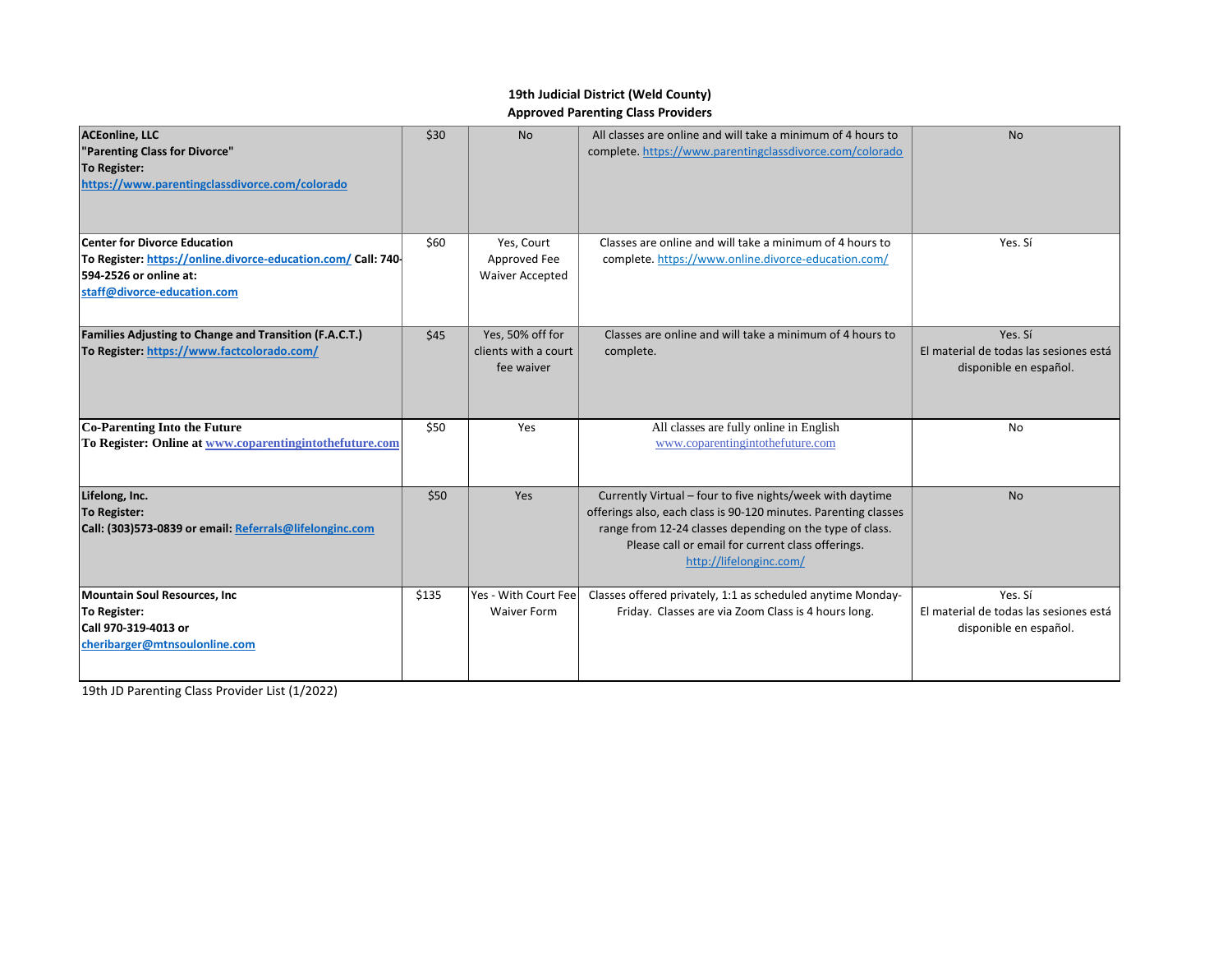**19th Judicial District (Weld County)**
**Approved Parenting Class Providers**

| | | | | |
|---|---|---|---|---|
| **ACEonline, LLC**<br>**"Parenting Class for Divorce"**<br>**To Register:**<br>**https://www.parentingclassdivorce.com/colorado** | $30 | No | All classes are online and will take a minimum of 4 hours to complete. https://www.parentingclassdivorce.com/colorado | No |
| **Center for Divorce Education**<br>**To Register: https://online.divorce-education.com/ Call: 740-594-2526 or online at:**<br>**staff@divorce-education.com** | $60 | Yes, Court Approved Fee Waiver Accepted | Classes are online and will take a minimum of 4 hours to complete. https://www.online.divorce-education.com/ | Yes. Sí |
| **Families Adjusting to Change and Transition (F.A.C.T.)**<br>**To Register: https://www.factcolorado.com/** | $45 | Yes, 50% off for clients with a court fee waiver | Classes are online and will take a minimum of 4 hours to complete. | Yes. Sí<br>El material de todas las sesiones está disponible en español. |
| **Co-Parenting Into the Future**<br>**To Register: Online at www.coparentingintothefuture.com** | $50 | Yes | All classes are fully online in English<br>www.coparentingintothefuture.com | No |
| **Lifelong, Inc.**<br>**To Register:**<br>**Call: (303)573-0839 or email: Referrals@lifelonginc.com** | $50 | Yes | Currently Virtual – four to five nights/week with daytime offerings also, each class is 90-120 minutes. Parenting classes range from 12-24 classes depending on the type of class. Please call or email for current class offerings.<br>http://lifelonginc.com/ | No |
| **Mountain Soul Resources, Inc**<br>**To Register:**<br>**Call 970-319-4013 or**<br>**cheribarger@mtnsoulonline.com** | $135 | Yes - With Court Fee Waiver Form | Classes offered privately, 1:1 as scheduled anytime Monday-Friday. Classes are via Zoom Class is 4 hours long. | Yes. Sí<br>El material de todas las sesiones está disponible en español. |

19th JD Parenting Class Provider List (1/2022)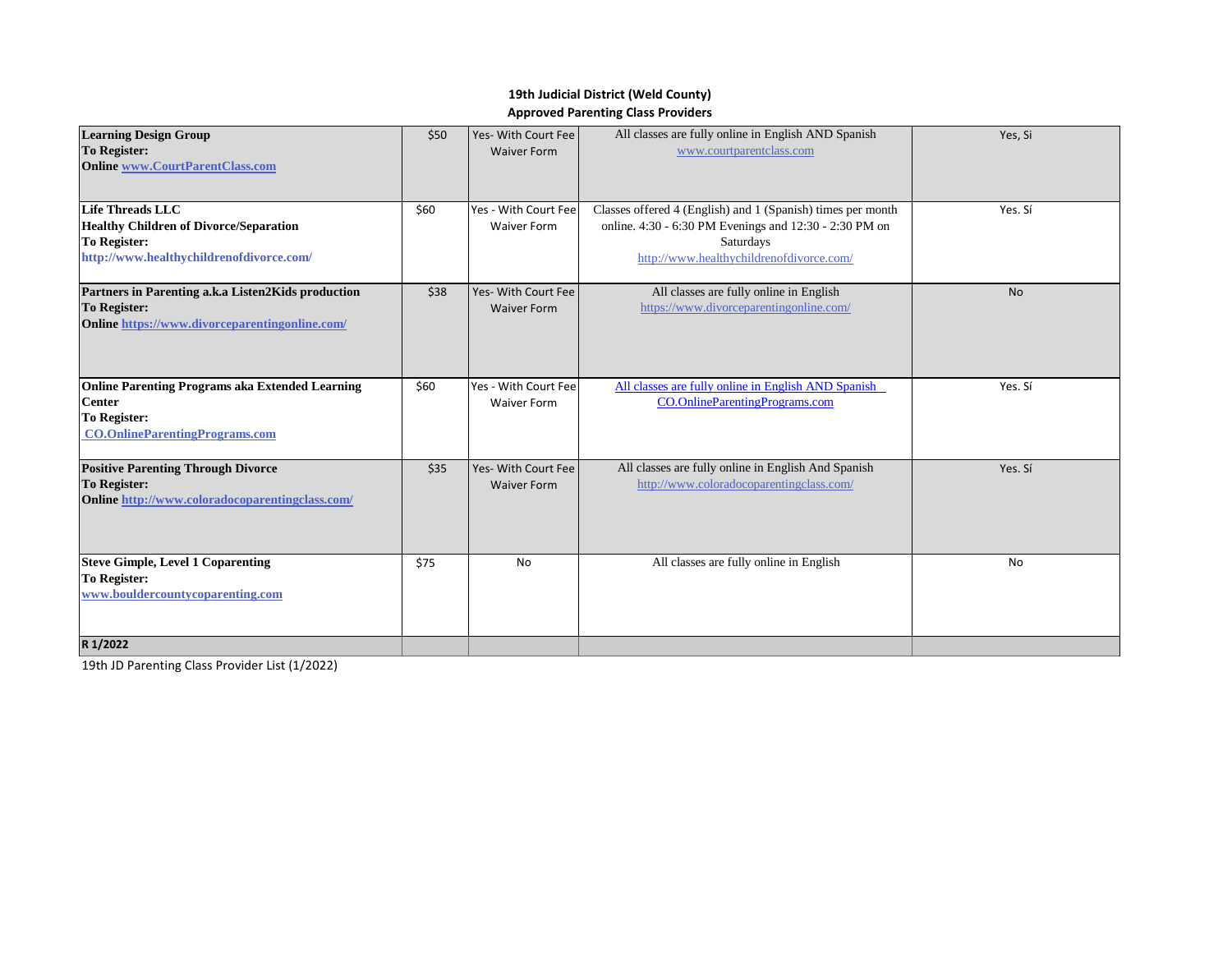**19th Judicial District (Weld County)**
**Approved Parenting Class Providers**

| | | | | |
|---|---|---|---|---|
| **Learning Design Group**<br>**To Register:**<br>**Online www.CourtParentClass.com** | $50 | Yes- With Court Fee Waiver Form | All classes are fully online in English AND Spanish<br>www.courtparentclass.com | Yes, Si |
| **Life Threads LLC**<br>**Healthy Children of Divorce/Separation**<br>**To Register:**<br>**http://www.healthychildrenofdivorce.com/** | $60 | Yes - With Court Fee Waiver Form | Classes offered 4 (English) and 1 (Spanish) times per month online. 4:30 - 6:30 PM Evenings and 12:30 - 2:30 PM on Saturdays<br>http://www.healthychildrenofdivorce.com/ | Yes. Sí |
| **Partners in Parenting a.k.a Listen2Kids production**<br>**To Register:**<br>**Online https://www.divorceparentingonline.com/** | $38 | Yes- With Court Fee Waiver Form | All classes are fully online in English<br>https://www.divorceparentingonline.com/ | No |
| **Online Parenting Programs aka Extended Learning Center**<br>**To Register:**<br>**CO.OnlineParentingPrograms.com** | $60 | Yes - With Court Fee Waiver Form | All classes are fully online in English AND Spanish<br>CO.OnlineParentingPrograms.com | Yes. Sí |
| **Positive Parenting Through Divorce**<br>**To Register:**<br>**Online http://www.coloradocoparentingclass.com/** | $35 | Yes- With Court Fee Waiver Form | All classes are fully online in English And Spanish<br>http://www.coloradocoparentingclass.com/ | Yes. Sí |
| **Steve Gimple, Level 1 Coparenting**<br>**To Register:**<br>**www.bouldercountycoparenting.com** | $75 | No | All classes are fully online in English | No |
| **R 1/2022** | | | | |

19th JD Parenting Class Provider List (1/2022)